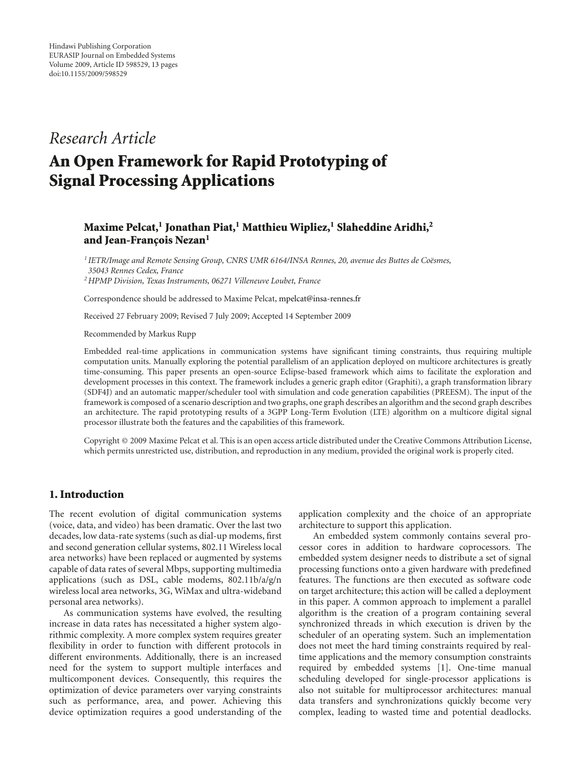Hindawi Publishing Corporation
EURASIP Journal on Embedded Systems
Volume 2009, Article ID 598529, 13 pages
doi:10.1155/2009/598529

*Research Article*

# An Open Framework for Rapid Prototyping of Signal Processing Applications

**Maxime Pelcat,[1] Jonathan Piat,[1] Matthieu Wipliez,[1] Slaheddine Aridhi,[2] and Jean-François Nezan[1]**

[1] *IETR/Image and Remote Sensing Group, CNRS UMR 6164/INSA Rennes, 20, avenue des Buttes de Coësmes, 35043 Rennes Cedex, France*
[2] *HPMP Division, Texas Instruments, 06271 Villeneuve Loubet, France*

Correspondence should be addressed to Maxime Pelcat, mpelcat@insa-rennes.fr

Received 27 February 2009; Revised 7 July 2009; Accepted 14 September 2009

Recommended by Markus Rupp

Embedded real-time applications in communication systems have significant timing constraints, thus requiring multiple computation units. Manually exploring the potential parallelism of an application deployed on multicore architectures is greatly time-consuming. This paper presents an open-source Eclipse-based framework which aims to facilitate the exploration and development processes in this context. The framework includes a generic graph editor (Graphiti), a graph transformation library (SDF4J) and an automatic mapper/scheduler tool with simulation and code generation capabilities (PREESM). The input of the framework is composed of a scenario description and two graphs, one graph describes an algorithm and the second graph describes an architecture. The rapid prototyping results of a 3GPP Long-Term Evolution (LTE) algorithm on a multicore digital signal processor illustrate both the features and the capabilities of this framework.

Copyright © 2009 Maxime Pelcat et al. This is an open access article distributed under the Creative Commons Attribution License, which permits unrestricted use, distribution, and reproduction in any medium, provided the original work is properly cited.

## 1. Introduction

The recent evolution of digital communication systems (voice, data, and video) has been dramatic. Over the last two decades, low data-rate systems (such as dial-up modems, first and second generation cellular systems, 802.11 Wireless local area networks) have been replaced or augmented by systems capable of data rates of several Mbps, supporting multimedia applications (such as DSL, cable modems, 802.11b/a/g/n wireless local area networks, 3G, WiMax and ultra-wideband personal area networks).

As communication systems have evolved, the resulting increase in data rates has necessitated a higher system algorithmic complexity. A more complex system requires greater flexibility in order to function with different protocols in different environments. Additionally, there is an increased need for the system to support multiple interfaces and multicomponent devices. Consequently, this requires the optimization of device parameters over varying constraints such as performance, area, and power. Achieving this device optimization requires a good understanding of the application complexity and the choice of an appropriate architecture to support this application.

An embedded system commonly contains several processor cores in addition to hardware coprocessors. The embedded system designer needs to distribute a set of signal processing functions onto a given hardware with predefined features. The functions are then executed as software code on target architecture; this action will be called a deployment in this paper. A common approach to implement a parallel algorithm is the creation of a program containing several synchronized threads in which execution is driven by the scheduler of an operating system. Such an implementation does not meet the hard timing constraints required by real-time applications and the memory consumption constraints required by embedded systems [1]. One-time manual scheduling developed for single-processor applications is also not suitable for multiprocessor architectures: manual data transfers and synchronizations quickly become very complex, leading to wasted time and potential deadlocks.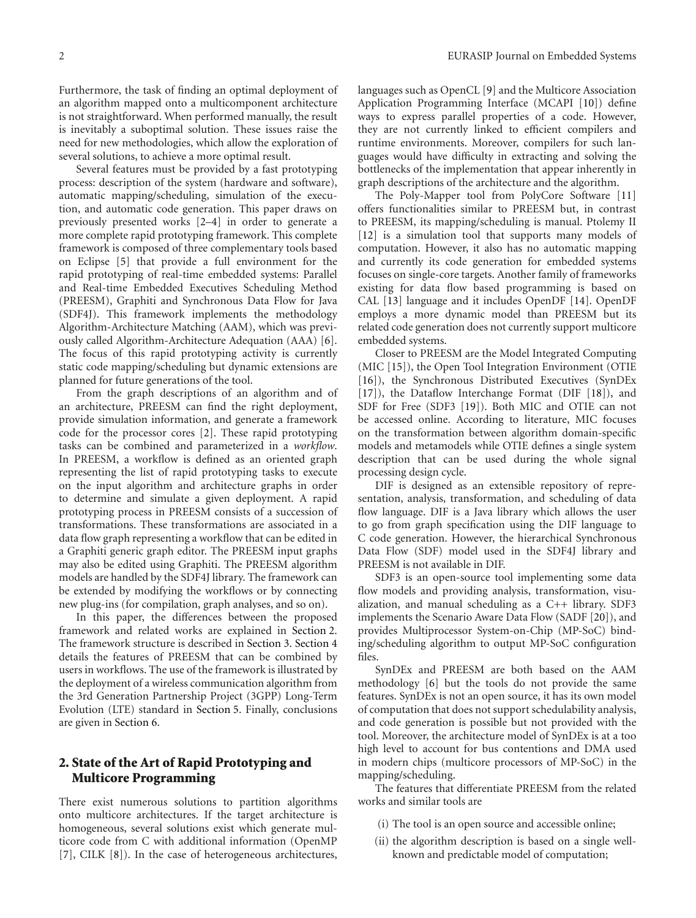Furthermore, the task of finding an optimal deployment of an algorithm mapped onto a multicomponent architecture is not straightforward. When performed manually, the result is inevitably a suboptimal solution. These issues raise the need for new methodologies, which allow the exploration of several solutions, to achieve a more optimal result.

Several features must be provided by a fast prototyping process: description of the system (hardware and software), automatic mapping/scheduling, simulation of the execution, and automatic code generation. This paper draws on previously presented works [2–4] in order to generate a more complete rapid prototyping framework. This complete framework is composed of three complementary tools based on Eclipse [5] that provide a full environment for the rapid prototyping of real-time embedded systems: Parallel and Real-time Embedded Executives Scheduling Method (PREESM), Graphiti and Synchronous Data Flow for Java (SDF4J). This framework implements the methodology Algorithm-Architecture Matching (AAM), which was previously called Algorithm-Architecture Adequation (AAA) [6]. The focus of this rapid prototyping activity is currently static code mapping/scheduling but dynamic extensions are planned for future generations of the tool.

From the graph descriptions of an algorithm and of an architecture, PREESM can find the right deployment, provide simulation information, and generate a framework code for the processor cores [2]. These rapid prototyping tasks can be combined and parameterized in a *workflow*. In PREESM, a workflow is defined as an oriented graph representing the list of rapid prototyping tasks to execute on the input algorithm and architecture graphs in order to determine and simulate a given deployment. A rapid prototyping process in PREESM consists of a succession of transformations. These transformations are associated in a data flow graph representing a workflow that can be edited in a Graphiti generic graph editor. The PREESM input graphs may also be edited using Graphiti. The PREESM algorithm models are handled by the SDF4J library. The framework can be extended by modifying the workflows or by connecting new plug-ins (for compilation, graph analyses, and so on).

In this paper, the differences between the proposed framework and related works are explained in Section 2. The framework structure is described in Section 3. Section 4 details the features of PREESM that can be combined by users in workflows. The use of the framework is illustrated by the deployment of a wireless communication algorithm from the 3rd Generation Partnership Project (3GPP) Long-Term Evolution (LTE) standard in Section 5. Finally, conclusions are given in Section 6.

## 2. State of the Art of Rapid Prototyping and Multicore Programming

There exist numerous solutions to partition algorithms onto multicore architectures. If the target architecture is homogeneous, several solutions exist which generate multicore code from C with additional information (OpenMP [7], CILK [8]). In the case of heterogeneous architectures, languages such as OpenCL [9] and the Multicore Association Application Programming Interface (MCAPI [10]) define ways to express parallel properties of a code. However, they are not currently linked to efficient compilers and runtime environments. Moreover, compilers for such languages would have difficulty in extracting and solving the bottlenecks of the implementation that appear inherently in graph descriptions of the architecture and the algorithm.

The Poly-Mapper tool from PolyCore Software [11] offers functionalities similar to PREESM but, in contrast to PREESM, its mapping/scheduling is manual. Ptolemy II [12] is a simulation tool that supports many models of computation. However, it also has no automatic mapping and currently its code generation for embedded systems focuses on single-core targets. Another family of frameworks existing for data flow based programming is based on CAL [13] language and it includes OpenDF [14]. OpenDF employs a more dynamic model than PREESM but its related code generation does not currently support multicore embedded systems.

Closer to PREESM are the Model Integrated Computing (MIC [15]), the Open Tool Integration Environment (OTIE [16]), the Synchronous Distributed Executives (SynDEx [17]), the Dataflow Interchange Format (DIF [18]), and SDF for Free (SDF3 [19]). Both MIC and OTIE can not be accessed online. According to literature, MIC focuses on the transformation between algorithm domain-specific models and metamodels while OTIE defines a single system description that can be used during the whole signal processing design cycle.

DIF is designed as an extensible repository of representation, analysis, transformation, and scheduling of data flow language. DIF is a Java library which allows the user to go from graph specification using the DIF language to C code generation. However, the hierarchical Synchronous Data Flow (SDF) model used in the SDF4J library and PREESM is not available in DIF.

SDF3 is an open-source tool implementing some data flow models and providing analysis, transformation, visualization, and manual scheduling as a C++ library. SDF3 implements the Scenario Aware Data Flow (SADF [20]), and provides Multiprocessor System-on-Chip (MP-SoC) binding/scheduling algorithm to output MP-SoC configuration files.

SynDEx and PREESM are both based on the AAM methodology [6] but the tools do not provide the same features. SynDEx is not an open source, it has its own model of computation that does not support schedulability analysis, and code generation is possible but not provided with the tool. Moreover, the architecture model of SynDEx is at a too high level to account for bus contentions and DMA used in modern chips (multicore processors of MP-SoC) in the mapping/scheduling.

The features that differentiate PREESM from the related works and similar tools are

(i) The tool is an open source and accessible online;

(ii) the algorithm description is based on a single well-known and predictable model of computation;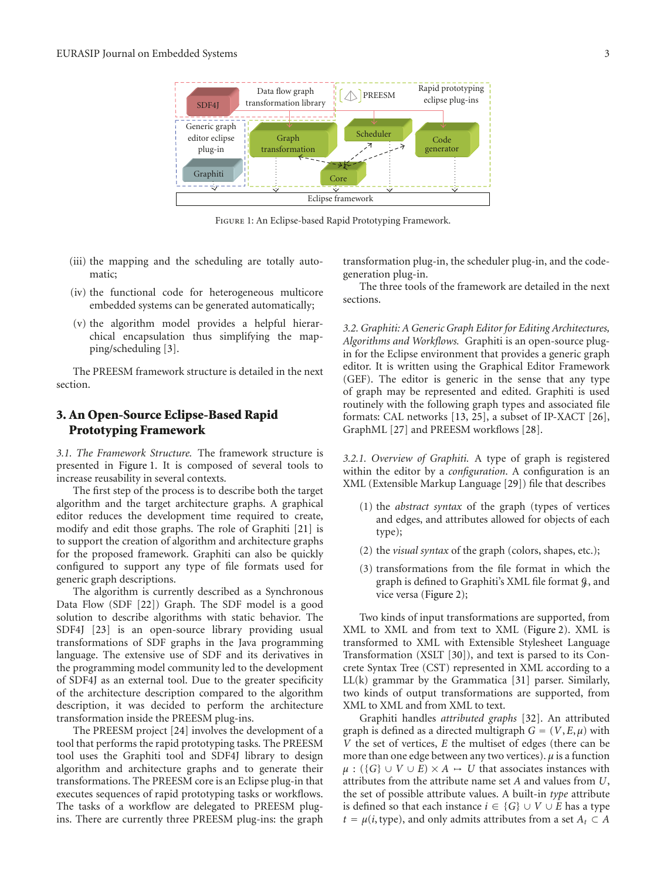FIGURE 1: An Eclipse-based Rapid Prototyping Framework.

(iii) the mapping and the scheduling are totally automatic;

(iv) the functional code for heterogeneous multicore embedded systems can be generated automatically;

(v) the algorithm model provides a helpful hierarchical encapsulation thus simplifying the mapping/scheduling [3].

The PREESM framework structure is detailed in the next section.

## 3. An Open-Source Eclipse-Based Rapid Prototyping Framework

*3.1. The Framework Structure.* The framework structure is presented in Figure 1. It is composed of several tools to increase reusability in several contexts.

The first step of the process is to describe both the target algorithm and the target architecture graphs. A graphical editor reduces the development time required to create, modify and edit those graphs. The role of Graphiti [21] is to support the creation of algorithm and architecture graphs for the proposed framework. Graphiti can also be quickly configured to support any type of file formats used for generic graph descriptions.

The algorithm is currently described as a Synchronous Data Flow (SDF [22]) Graph. The SDF model is a good solution to describe algorithms with static behavior. The SDF4J [23] is an open-source library providing usual transformations of SDF graphs in the Java programming language. The extensive use of SDF and its derivatives in the programming model community led to the development of SDF4J as an external tool. Due to the greater specificity of the architecture description compared to the algorithm description, it was decided to perform the architecture transformation inside the PREESM plug-ins.

The PREESM project [24] involves the development of a tool that performs the rapid prototyping tasks. The PREESM tool uses the Graphiti tool and SDF4J library to design algorithm and architecture graphs and to generate their transformations. The PREESM core is an Eclipse plug-in that executes sequences of rapid prototyping tasks or workflows. The tasks of a workflow are delegated to PREESM plug-ins. There are currently three PREESM plug-ins: the graph transformation plug-in, the scheduler plug-in, and the code-generation plug-in.

The three tools of the framework are detailed in the next sections.

*3.2. Graphiti: A Generic Graph Editor for Editing Architectures, Algorithms and Workflows.* Graphiti is an open-source plug-in for the Eclipse environment that provides a generic graph editor. It is written using the Graphical Editor Framework (GEF). The editor is generic in the sense that any type of graph may be represented and edited. Graphiti is used routinely with the following graph types and associated file formats: CAL networks [13, 25], a subset of IP-XACT [26], GraphML [27] and PREESM workflows [28].

*3.2.1. Overview of Graphiti.* A type of graph is registered within the editor by a *configuration*. A configuration is an XML (Extensible Markup Language [29]) file that describes

(1) the *abstract syntax* of the graph (types of vertices and edges, and attributes allowed for objects of each type);

(2) the *visual syntax* of the graph (colors, shapes, etc.);

(3) transformations from the file format in which the graph is defined to Graphiti's XML file format $\mathcal{G}$, and vice versa (Figure 2);

Two kinds of input transformations are supported, from XML to XML and from text to XML (Figure 2). XML is transformed to XML with Extensible Stylesheet Language Transformation (XSLT [30]), and text is parsed to its Concrete Syntax Tree (CST) represented in XML according to a LL(k) grammar by the Grammatica [31] parser. Similarly, two kinds of output transformations are supported, from XML to XML and from XML to text.

Graphiti handles *attributed graphs* [32]. An attributed graph is defined as a directed multigraph $G = (V, E, \mu)$ with $V$ the set of vertices, $E$ the multiset of edges (there can be more than one edge between any two vertices). $\mu$ is a function $\mu : (\{G\} \cup V \cup E) \times A \mapsto U$ that associates instances with attributes from the attribute name set $A$ and values from $U$, the set of possible attribute values. A built-in *type* attribute is defined so that each instance $i \in \{G\} \cup V \cup E$ has a type $t = \mu(i, \text{type})$, and only admits attributes from a set $A_t \subset A$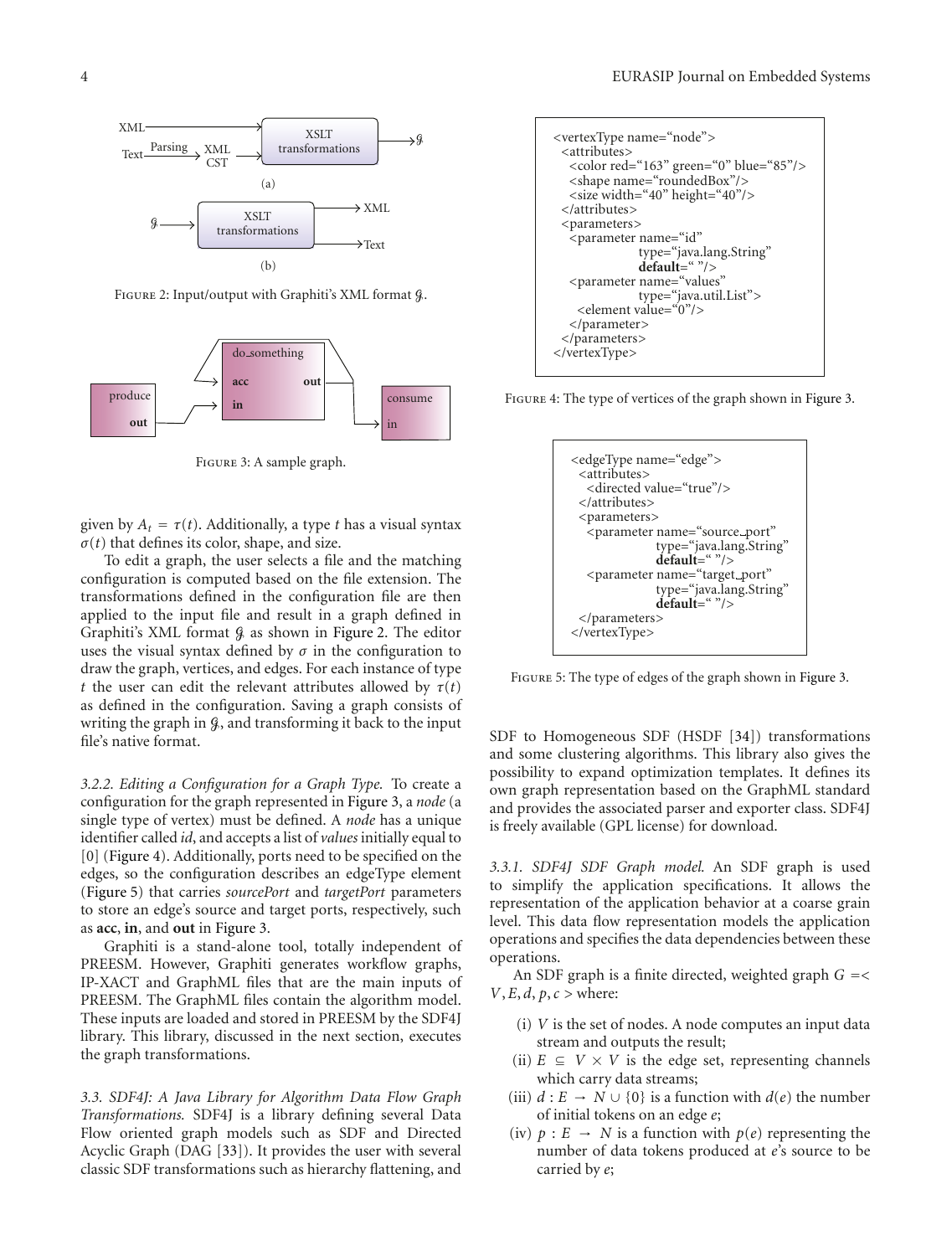Figure 2: Input/output with Graphiti's XML format $\mathcal{G}$.

Figure 3: A sample graph.

given by $A_t = \tau(t)$. Additionally, a type $t$ has a visual syntax $\sigma(t)$ that defines its color, shape, and size.

To edit a graph, the user selects a file and the matching configuration is computed based on the file extension. The transformations defined in the configuration file are then applied to the input file and result in a graph defined in Graphiti's XML format $\mathcal{G}$ as shown in Figure 2. The editor uses the visual syntax defined by $\sigma$ in the configuration to draw the graph, vertices, and edges. For each instance of type $t$ the user can edit the relevant attributes allowed by $\tau(t)$ as defined in the configuration. Saving a graph consists of writing the graph in $\mathcal{G}$, and transforming it back to the input file's native format.

*3.2.2. Editing a Configuration for a Graph Type.* To create a configuration for the graph represented in Figure 3, a *node* (a single type of vertex) must be defined. A *node* has a unique identifier called *id*, and accepts a list of *values* initially equal to [0] (Figure 4). Additionally, ports need to be specified on the edges, so the configuration describes an edgeType element (Figure 5) that carries *sourcePort* and *targetPort* parameters to store an edge's source and target ports, respectively, such as **acc**, **in**, and **out** in Figure 3.

Graphiti is a stand-alone tool, totally independent of PREESM. However, Graphiti generates workflow graphs, IP-XACT and GraphML files that are the main inputs of PREESM. The GraphML files contain the algorithm model. These inputs are loaded and stored in PREESM by the SDF4J library. This library, discussed in the next section, executes the graph transformations.

```
<vertexType name="node">
  <attributes>
    <color red="163" green="0" blue="85"/>
    <shape name="roundedBox"/>
    <size width="40" height="40"/>
  </attributes>
  <parameters>
    <parameter name="id"
               type="java.lang.String"
               default=" "/>
    <parameter name="values"
               type="java.util.List">
      <element value="0"/>
    </parameter>
  </parameters>
</vertexType>
```

Figure 4: The type of vertices of the graph shown in Figure 3.

```
<edgeType name="edge">
  <attributes>
    <directed value="true"/>
  </attributes>
  <parameters>
    <parameter name="source_port"
               type="java.lang.String"
               default=" "/>
    <parameter name="target_port"
               type="java.lang.String"
               default=" "/>
  </parameters>
</vertexType>
```

Figure 5: The type of edges of the graph shown in Figure 3.

*3.3. SDF4J: A Java Library for Algorithm Data Flow Graph Transformations.* SDF4J is a library defining several Data Flow oriented graph models such as SDF and Directed Acyclic Graph (DAG [33]). It provides the user with several classic SDF transformations such as hierarchy flattening, and SDF to Homogeneous SDF (HSDF [34]) transformations and some clustering algorithms. This library also gives the possibility to expand optimization templates. It defines its own graph representation based on the GraphML standard and provides the associated parser and exporter class. SDF4J is freely available (GPL license) for download.

*3.3.1. SDF4J SDF Graph model.* An SDF graph is used to simplify the application specifications. It allows the representation of the application behavior at a coarse grain level. This data flow representation models the application operations and specifies the data dependencies between these operations.

An SDF graph is a finite directed, weighted graph $G = < V, E, d, p, c >$ where:

(i) $V$ is the set of nodes. A node computes an input data stream and outputs the result;

(ii) $E \subseteq V \times V$ is the edge set, representing channels which carry data streams;

(iii) $d : E \rightarrow N \cup \{0\}$ is a function with $d(e)$ the number of initial tokens on an edge $e$;

(iv) $p : E \rightarrow N$ is a function with $p(e)$ representing the number of data tokens produced at $e$'s source to be carried by $e$;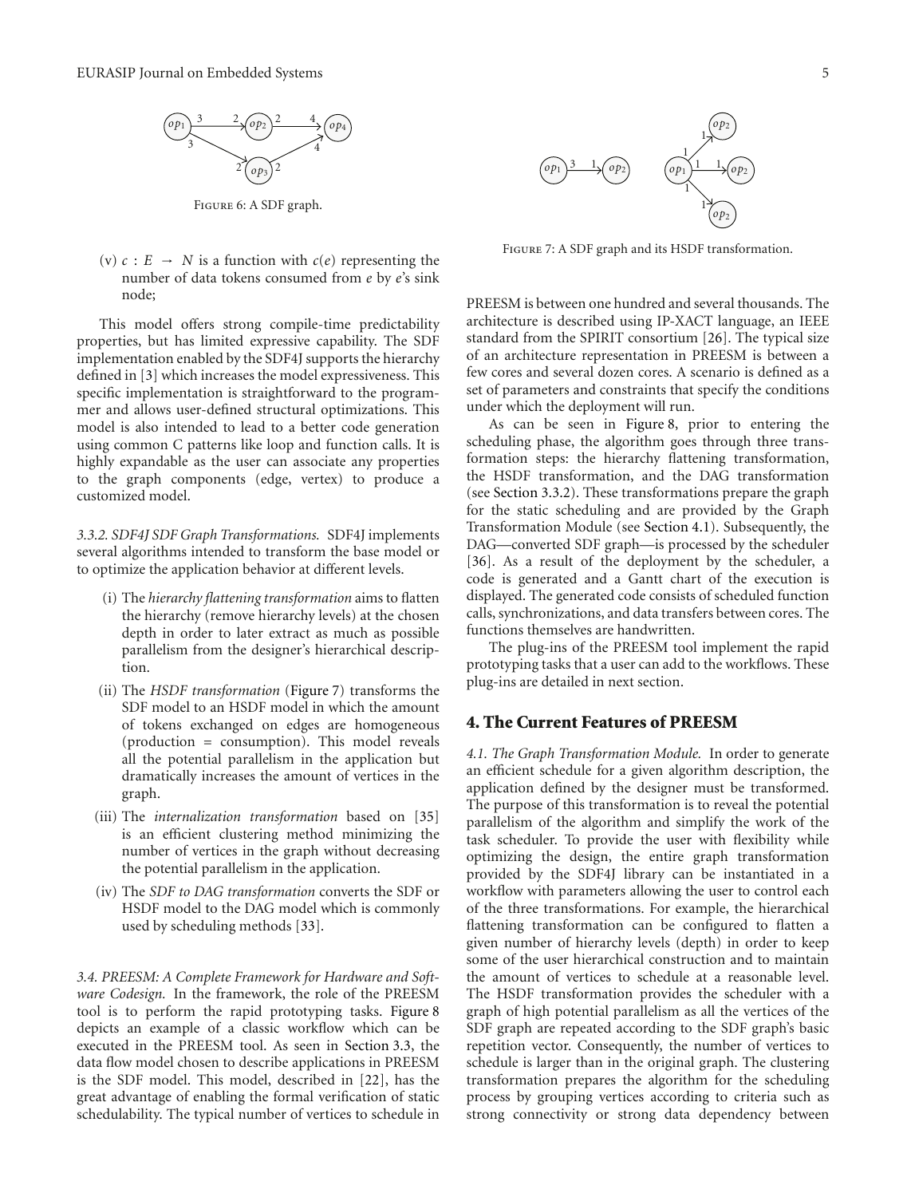Figure 6: A SDF graph.

(v) $c : E \rightarrow N$ is a function with $c(e)$ representing the number of data tokens consumed from $e$ by $e$'s sink node;

This model offers strong compile-time predictability properties, but has limited expressive capability. The SDF implementation enabled by the SDF4J supports the hierarchy defined in [3] which increases the model expressiveness. This specific implementation is straightforward to the programmer and allows user-defined structural optimizations. This model is also intended to lead to a better code generation using common C patterns like loop and function calls. It is highly expandable as the user can associate any properties to the graph components (edge, vertex) to produce a customized model.

*3.3.2. SDF4J SDF Graph Transformations.* SDF4J implements several algorithms intended to transform the base model or to optimize the application behavior at different levels.

(i) The *hierarchy flattening transformation* aims to flatten the hierarchy (remove hierarchy levels) at the chosen depth in order to later extract as much as possible parallelism from the designer's hierarchical description.

(ii) The *HSDF transformation* (Figure 7) transforms the SDF model to an HSDF model in which the amount of tokens exchanged on edges are homogeneous (production = consumption). This model reveals all the potential parallelism in the application but dramatically increases the amount of vertices in the graph.

(iii) The *internalization transformation* based on [35] is an efficient clustering method minimizing the number of vertices in the graph without decreasing the potential parallelism in the application.

(iv) The *SDF to DAG transformation* converts the SDF or HSDF model to the DAG model which is commonly used by scheduling methods [33].

*3.4. PREESM: A Complete Framework for Hardware and Software Codesign.* In the framework, the role of the PREESM tool is to perform the rapid prototyping tasks. Figure 8 depicts an example of a classic workflow which can be executed in the PREESM tool. As seen in Section 3.3, the data flow model chosen to describe applications in PREESM is the SDF model. This model, described in [22], has the great advantage of enabling the formal verification of static schedulability. The typical number of vertices to schedule in PREESM is between one hundred and several thousands. The architecture is described using IP-XACT language, an IEEE standard from the SPIRIT consortium [26]. The typical size of an architecture representation in PREESM is between a few cores and several dozen cores. A scenario is defined as a set of parameters and constraints that specify the conditions under which the deployment will run.

Figure 7: A SDF graph and its HSDF transformation.

As can be seen in Figure 8, prior to entering the scheduling phase, the algorithm goes through three transformation steps: the hierarchy flattening transformation, the HSDF transformation, and the DAG transformation (see Section 3.3.2). These transformations prepare the graph for the static scheduling and are provided by the Graph Transformation Module (see Section 4.1). Subsequently, the DAG—converted SDF graph—is processed by the scheduler [36]. As a result of the deployment by the scheduler, a code is generated and a Gantt chart of the execution is displayed. The generated code consists of scheduled function calls, synchronizations, and data transfers between cores. The functions themselves are handwritten.

The plug-ins of the PREESM tool implement the rapid prototyping tasks that a user can add to the workflows. These plug-ins are detailed in next section.

## 4. The Current Features of PREESM

*4.1. The Graph Transformation Module.* In order to generate an efficient schedule for a given algorithm description, the application defined by the designer must be transformed. The purpose of this transformation is to reveal the potential parallelism of the algorithm and simplify the work of the task scheduler. To provide the user with flexibility while optimizing the design, the entire graph transformation provided by the SDF4J library can be instantiated in a workflow with parameters allowing the user to control each of the three transformations. For example, the hierarchical flattening transformation can be configured to flatten a given number of hierarchy levels (depth) in order to keep some of the user hierarchical construction and to maintain the amount of vertices to schedule at a reasonable level. The HSDF transformation provides the scheduler with a graph of high potential parallelism as all the vertices of the SDF graph are repeated according to the SDF graph's basic repetition vector. Consequently, the number of vertices to schedule is larger than in the original graph. The clustering transformation prepares the algorithm for the scheduling process by grouping vertices according to criteria such as strong connectivity or strong data dependency between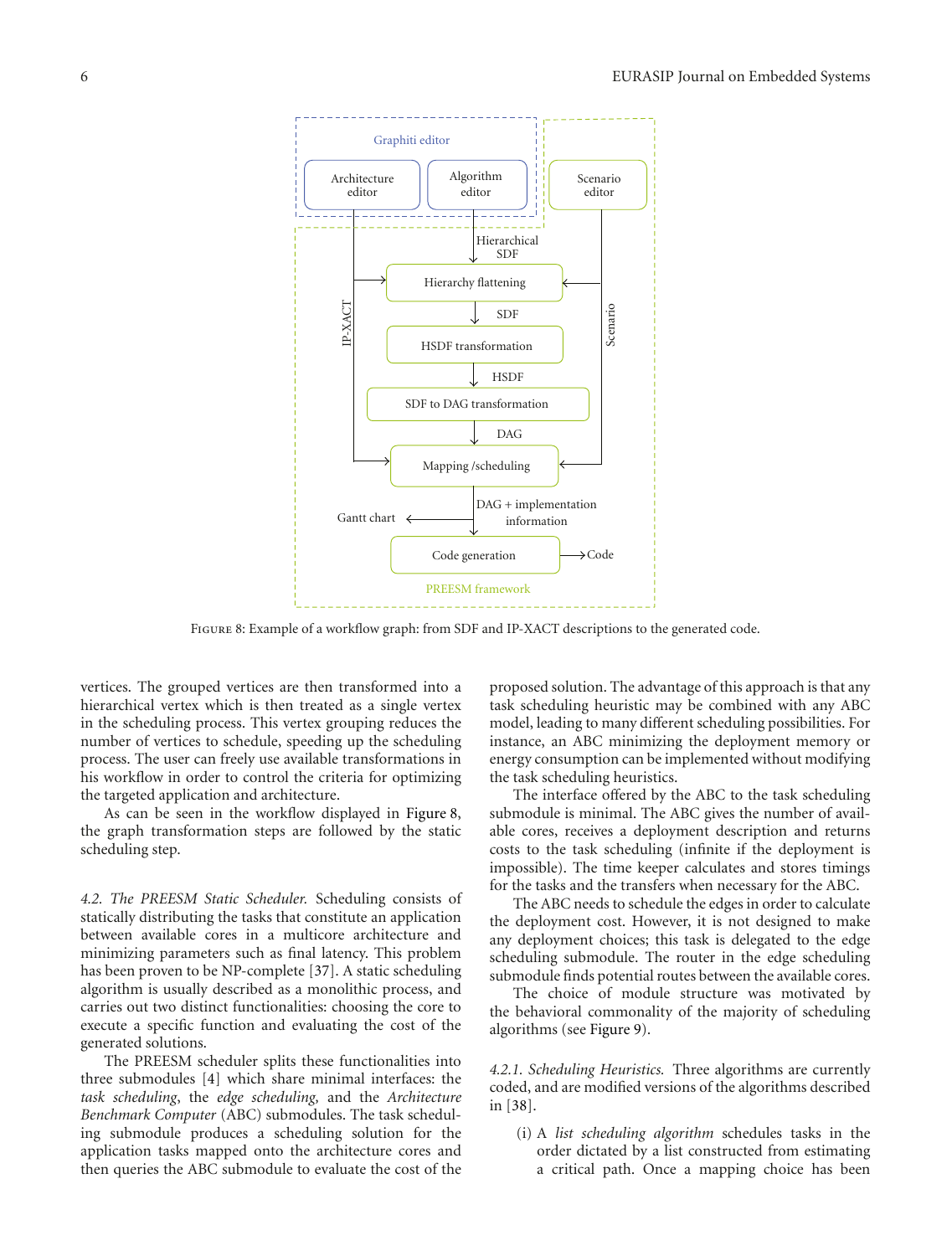Graphiti editor

Architecture editor

Algorithm editor

Scenario editor

Hierarchical SDF

IP-XACT

Scenario

Hierarchy flattening

SDF

HSDF transformation

HSDF

SDF to DAG transformation

DAG

Mapping /scheduling

Gantt chart

DAG + implementation information

Code generation

Code

PREESM framework

Figure 8: Example of a workflow graph: from SDF and IP-XACT descriptions to the generated code.

vertices. The grouped vertices are then transformed into a hierarchical vertex which is then treated as a single vertex in the scheduling process. This vertex grouping reduces the number of vertices to schedule, speeding up the scheduling process. The user can freely use available transformations in his workflow in order to control the criteria for optimizing the targeted application and architecture.

As can be seen in the workflow displayed in Figure 8, the graph transformation steps are followed by the static scheduling step.

### 4.2. The PREESM Static Scheduler

Scheduling consists of statically distributing the tasks that constitute an application between available cores in a multicore architecture and minimizing parameters such as final latency. This problem has been proven to be NP-complete [37]. A static scheduling algorithm is usually described as a monolithic process, and carries out two distinct functionalities: choosing the core to execute a specific function and evaluating the cost of the generated solutions.

The PREESM scheduler splits these functionalities into three submodules [4] which share minimal interfaces: the *task scheduling*, the *edge scheduling,* and the *Architecture Benchmark Computer* (ABC) submodules. The task scheduling submodule produces a scheduling solution for the application tasks mapped onto the architecture cores and then queries the ABC submodule to evaluate the cost of the proposed solution. The advantage of this approach is that any task scheduling heuristic may be combined with any ABC model, leading to many different scheduling possibilities. For instance, an ABC minimizing the deployment memory or energy consumption can be implemented without modifying the task scheduling heuristics.

The interface offered by the ABC to the task scheduling submodule is minimal. The ABC gives the number of available cores, receives a deployment description and returns costs to the task scheduling (infinite if the deployment is impossible). The time keeper calculates and stores timings for the tasks and the transfers when necessary for the ABC.

The ABC needs to schedule the edges in order to calculate the deployment cost. However, it is not designed to make any deployment choices; this task is delegated to the edge scheduling submodule. The router in the edge scheduling submodule finds potential routes between the available cores.

The choice of module structure was motivated by the behavioral commonality of the majority of scheduling algorithms (see Figure 9).

#### 4.2.1. Scheduling Heuristics

Three algorithms are currently coded, and are modified versions of the algorithms described in [38].

(i) A *list scheduling algorithm* schedules tasks in the order dictated by a list constructed from estimating a critical path. Once a mapping choice has been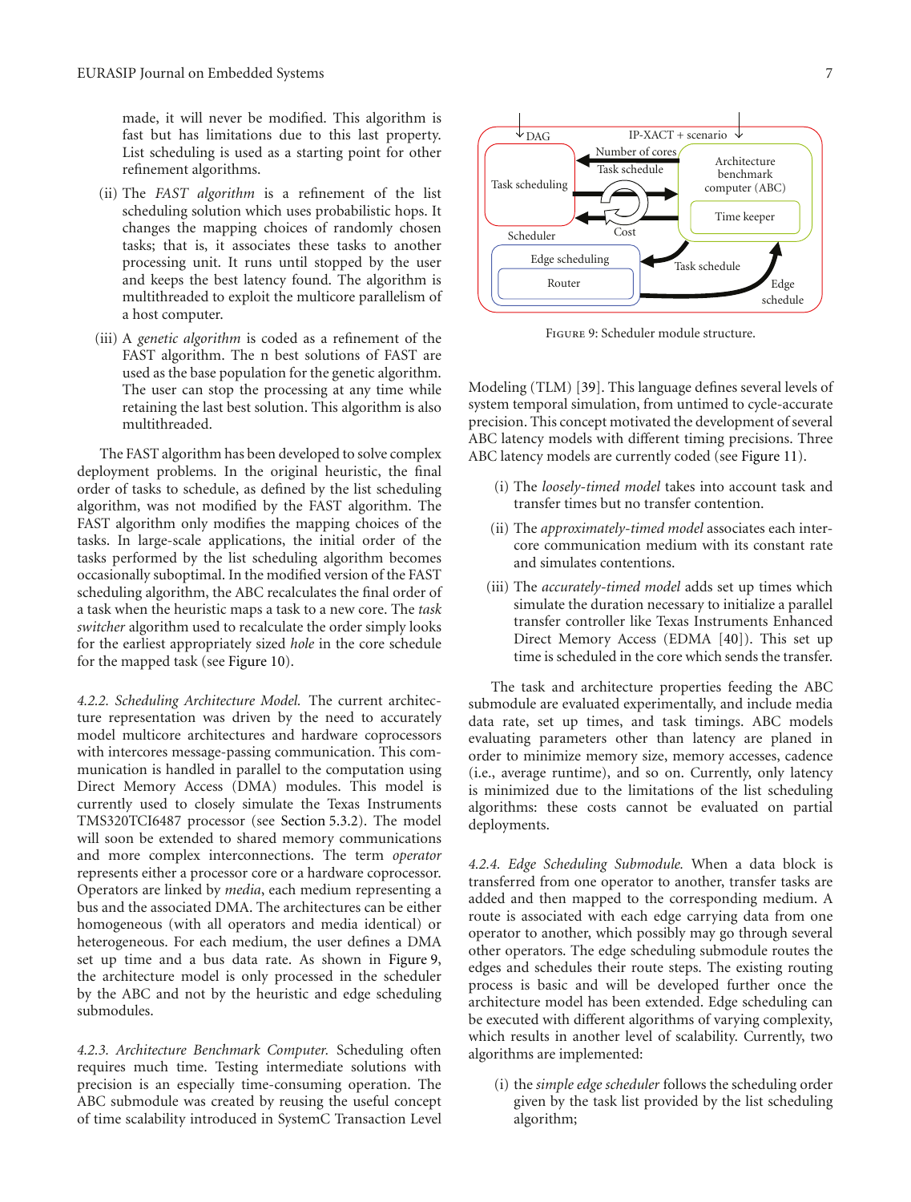made, it will never be modified. This algorithm is fast but has limitations due to this last property. List scheduling is used as a starting point for other refinement algorithms.

(ii) The *FAST algorithm* is a refinement of the list scheduling solution which uses probabilistic hops. It changes the mapping choices of randomly chosen tasks; that is, it associates these tasks to another processing unit. It runs until stopped by the user and keeps the best latency found. The algorithm is multithreaded to exploit the multicore parallelism of a host computer.

(iii) A *genetic algorithm* is coded as a refinement of the FAST algorithm. The n best solutions of FAST are used as the base population for the genetic algorithm. The user can stop the processing at any time while retaining the last best solution. This algorithm is also multithreaded.

The FAST algorithm has been developed to solve complex deployment problems. In the original heuristic, the final order of tasks to schedule, as defined by the list scheduling algorithm, was not modified by the FAST algorithm. The FAST algorithm only modifies the mapping choices of the tasks. In large-scale applications, the initial order of the tasks performed by the list scheduling algorithm becomes occasionally suboptimal. In the modified version of the FAST scheduling algorithm, the ABC recalculates the final order of a task when the heuristic maps a task to a new core. The *task switcher* algorithm used to recalculate the order simply looks for the earliest appropriately sized *hole* in the core schedule for the mapped task (see Figure 10).

*4.2.2. Scheduling Architecture Model.* The current architecture representation was driven by the need to accurately model multicore architectures and hardware coprocessors with intercores message-passing communication. This communication is handled in parallel to the computation using Direct Memory Access (DMA) modules. This model is currently used to closely simulate the Texas Instruments TMS320TCI6487 processor (see Section 5.3.2). The model will soon be extended to shared memory communications and more complex interconnections. The term *operator* represents either a processor core or a hardware coprocessor. Operators are linked by *media*, each medium representing a bus and the associated DMA. The architectures can be either homogeneous (with all operators and media identical) or heterogeneous. For each medium, the user defines a DMA set up time and a bus data rate. As shown in Figure 9, the architecture model is only processed in the scheduler by the ABC and not by the heuristic and edge scheduling submodules.

*4.2.3. Architecture Benchmark Computer.* Scheduling often requires much time. Testing intermediate solutions with precision is an especially time-consuming operation. The ABC submodule was created by reusing the useful concept of time scalability introduced in SystemC Transaction Level Modeling (TLM) [39]. This language defines several levels of system temporal simulation, from untimed to cycle-accurate precision. This concept motivated the development of several ABC latency models with different timing precisions. Three ABC latency models are currently coded (see Figure 11).

Figure 9: Scheduler module structure.

(i) The *loosely-timed model* takes into account task and transfer times but no transfer contention.

(ii) The *approximately-timed model* associates each inter-core communication medium with its constant rate and simulates contentions.

(iii) The *accurately-timed model* adds set up times which simulate the duration necessary to initialize a parallel transfer controller like Texas Instruments Enhanced Direct Memory Access (EDMA [40]). This set up time is scheduled in the core which sends the transfer.

The task and architecture properties feeding the ABC submodule are evaluated experimentally, and include media data rate, set up times, and task timings. ABC models evaluating parameters other than latency are planed in order to minimize memory size, memory accesses, cadence (i.e., average runtime), and so on. Currently, only latency is minimized due to the limitations of the list scheduling algorithms: these costs cannot be evaluated on partial deployments.

*4.2.4. Edge Scheduling Submodule.* When a data block is transferred from one operator to another, transfer tasks are added and then mapped to the corresponding medium. A route is associated with each edge carrying data from one operator to another, which possibly may go through several other operators. The edge scheduling submodule routes the edges and schedules their route steps. The existing routing process is basic and will be developed further once the architecture model has been extended. Edge scheduling can be executed with different algorithms of varying complexity, which results in another level of scalability. Currently, two algorithms are implemented:

(i) the *simple edge scheduler* follows the scheduling order given by the task list provided by the list scheduling algorithm;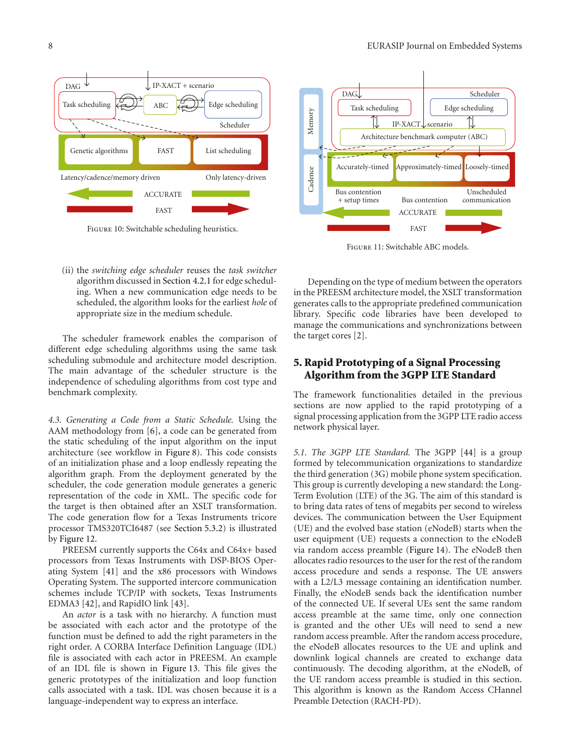Figure 10: Switchable scheduling heuristics.

Figure 11: Switchable ABC models.

(ii) the *switching edge scheduler* reuses the *task switcher* algorithm discussed in Section 4.2.1 for edge scheduling. When a new communication edge needs to be scheduled, the algorithm looks for the earliest *hole* of appropriate size in the medium schedule.

The scheduler framework enables the comparison of different edge scheduling algorithms using the same task scheduling submodule and architecture model description. The main advantage of the scheduler structure is the independence of scheduling algorithms from cost type and benchmark complexity.

*4.3. Generating a Code from a Static Schedule.* Using the AAM methodology from [6], a code can be generated from the static scheduling of the input algorithm on the input architecture (see workflow in Figure 8). This code consists of an initialization phase and a loop endlessly repeating the algorithm graph. From the deployment generated by the scheduler, the code generation module generates a generic representation of the code in XML. The specific code for the target is then obtained after an XSLT transformation. The code generation flow for a Texas Instruments tricore processor TMS320TCI6487 (see Section 5.3.2) is illustrated by Figure 12.

PREESM currently supports the C64x and C64x+ based processors from Texas Instruments with DSP-BIOS Operating System [41] and the x86 processors with Windows Operating System. The supported intercore communication schemes include TCP/IP with sockets, Texas Instruments EDMA3 [42], and RapidIO link [43].

An *actor* is a task with no hierarchy. A function must be associated with each actor and the prototype of the function must be defined to add the right parameters in the right order. A CORBA Interface Definition Language (IDL) file is associated with each actor in PREESM. An example of an IDL file is shown in Figure 13. This file gives the generic prototypes of the initialization and loop function calls associated with a task. IDL was chosen because it is a language-independent way to express an interface.

Depending on the type of medium between the operators in the PREESM architecture model, the XSLT transformation generates calls to the appropriate predefined communication library. Specific code libraries have been developed to manage the communications and synchronizations between the target cores [2].

## 5. Rapid Prototyping of a Signal Processing Algorithm from the 3GPP LTE Standard

The framework functionalities detailed in the previous sections are now applied to the rapid prototyping of a signal processing application from the 3GPP LTE radio access network physical layer.

*5.1. The 3GPP LTE Standard.* The 3GPP [44] is a group formed by telecommunication organizations to standardize the third generation (3G) mobile phone system specification. This group is currently developing a new standard: the Long-Term Evolution (LTE) of the 3G. The aim of this standard is to bring data rates of tens of megabits per second to wireless devices. The communication between the User Equipment (UE) and the evolved base station (eNodeB) starts when the user equipment (UE) requests a connection to the eNodeB via random access preamble (Figure 14). The eNodeB then allocates radio resources to the user for the rest of the random access procedure and sends a response. The UE answers with a L2/L3 message containing an identification number. Finally, the eNodeB sends back the identification number of the connected UE. If several UEs sent the same random access preamble at the same time, only one connection is granted and the other UEs will need to send a new random access preamble. After the random access procedure, the eNodeB allocates resources to the UE and uplink and downlink logical channels are created to exchange data continuously. The decoding algorithm, at the eNodeB, of the UE random access preamble is studied in this section. This algorithm is known as the Random Access CHannel Preamble Detection (RACH-PD).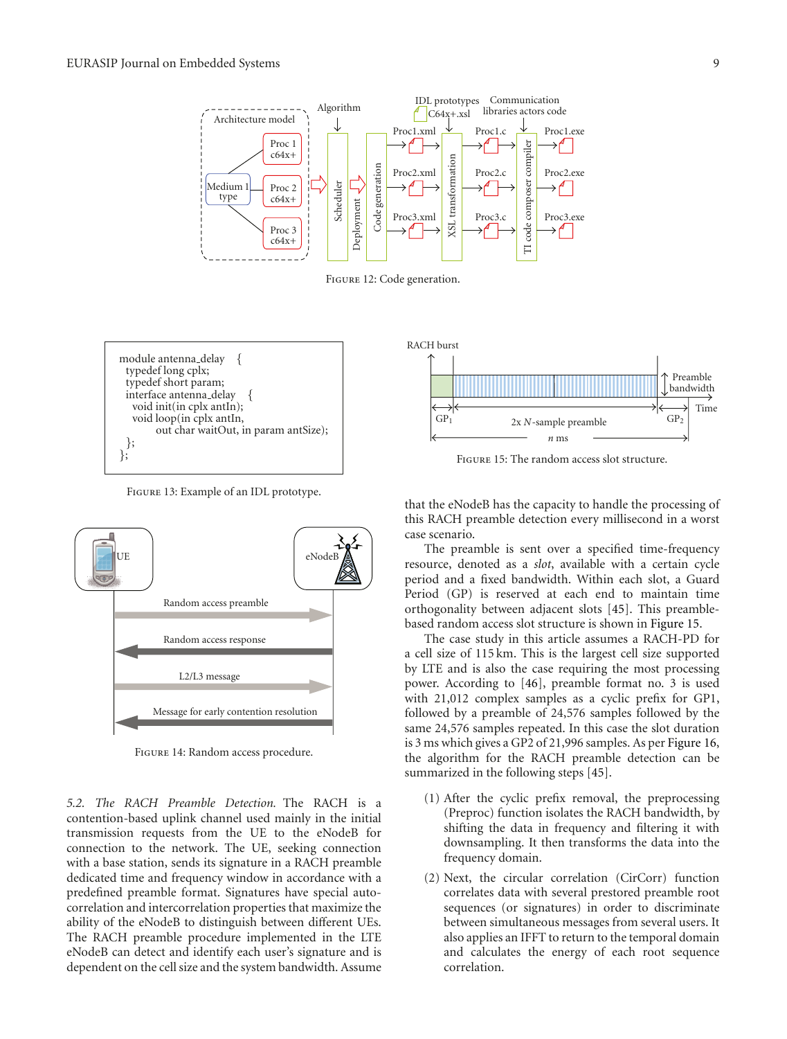Figure 12: Code generation.

```
module antenna_delay   {
  typedef long cplx;
  typedef short param;
  interface antenna_delay   {
    void init(in cplx antIn);
    void loop(in cplx antIn,
           out char waitOut, in param antSize);
  };
};
```

Figure 13: Example of an IDL prototype.

Figure 14: Random access procedure.

*5.2. The RACH Preamble Detection.* The RACH is a contention-based uplink channel used mainly in the initial transmission requests from the UE to the eNodeB for connection to the network. The UE, seeking connection with a base station, sends its signature in a RACH preamble dedicated time and frequency window in accordance with a predefined preamble format. Signatures have special auto-correlation and intercorrelation properties that maximize the ability of the eNodeB to distinguish between different UEs. The RACH preamble procedure implemented in the LTE eNodeB can detect and identify each user's signature and is dependent on the cell size and the system bandwidth. Assume that the eNodeB has the capacity to handle the processing of this RACH preamble detection every millisecond in a worst case scenario.

Figure 15: The random access slot structure.

The preamble is sent over a specified time-frequency resource, denoted as a *slot*, available with a certain cycle period and a fixed bandwidth. Within each slot, a Guard Period (GP) is reserved at each end to maintain time orthogonality between adjacent slots [45]. This preamble-based random access slot structure is shown in Figure 15.

The case study in this article assumes a RACH-PD for a cell size of 115 km. This is the largest cell size supported by LTE and is also the case requiring the most processing power. According to [46], preamble format no. 3 is used with 21,012 complex samples as a cyclic prefix for GP1, followed by a preamble of 24,576 samples followed by the same 24,576 samples repeated. In this case the slot duration is 3 ms which gives a GP2 of 21,996 samples. As per Figure 16, the algorithm for the RACH preamble detection can be summarized in the following steps [45].

(1) After the cyclic prefix removal, the preprocessing (Preproc) function isolates the RACH bandwidth, by shifting the data in frequency and filtering it with downsampling. It then transforms the data into the frequency domain.

(2) Next, the circular correlation (CirCorr) function correlates data with several prestored preamble root sequences (or signatures) in order to discriminate between simultaneous messages from several users. It also applies an IFFT to return to the temporal domain and calculates the energy of each root sequence correlation.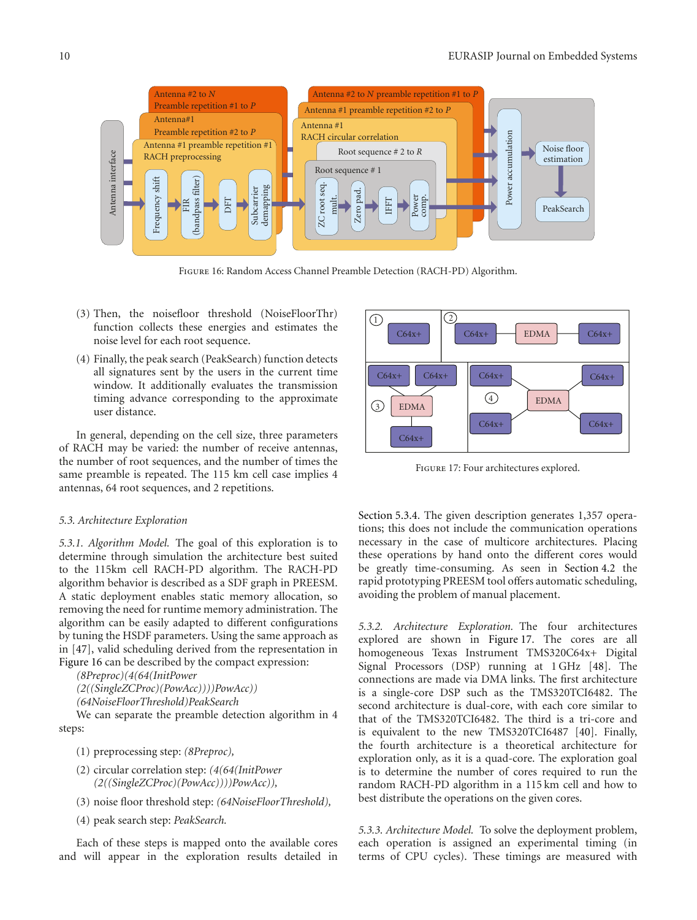FIGURE 16: Random Access Channel Preamble Detection (RACH-PD) Algorithm.

(3) Then, the noisefloor threshold (NoiseFloorThr) function collects these energies and estimates the noise level for each root sequence.

(4) Finally, the peak search (PeakSearch) function detects all signatures sent by the users in the current time window. It additionally evaluates the transmission timing advance corresponding to the approximate user distance.

In general, depending on the cell size, three parameters of RACH may be varied: the number of receive antennas, the number of root sequences, and the number of times the same preamble is repeated. The 115 km cell case implies 4 antennas, 64 root sequences, and 2 repetitions.

### 5.3. Architecture Exploration

*5.3.1. Algorithm Model.* The goal of this exploration is to determine through simulation the architecture best suited to the 115km cell RACH-PD algorithm. The RACH-PD algorithm behavior is described as a SDF graph in PREESM. A static deployment enables static memory allocation, so removing the need for runtime memory administration. The algorithm can be easily adapted to different configurations by tuning the HSDF parameters. Using the same approach as in [47], valid scheduling derived from the representation in Figure 16 can be described by the compact expression:

*(8Preproc)(4(64(InitPower*
*(2((SingleZCProc)(PowAcc))))PowAcc))*
*(64NoiseFloorThreshold)PeakSearch*

We can separate the preamble detection algorithm in 4 steps:

(1) preprocessing step: *(8Preproc),*

(2) circular correlation step: *(4(64(InitPower (2((SingleZCProc)(PowAcc))))PowAcc)),*

(3) noise floor threshold step: *(64NoiseFloorThreshold),*

(4) peak search step: *PeakSearch.*

Each of these steps is mapped onto the available cores and will appear in the exploration results detailed in Section 5.3.4. The given description generates 1,357 operations; this does not include the communication operations necessary in the case of multicore architectures. Placing these operations by hand onto the different cores would be greatly time-consuming. As seen in Section 4.2 the rapid prototyping PREESM tool offers automatic scheduling, avoiding the problem of manual placement.

FIGURE 17: Four architectures explored.

*5.3.2. Architecture Exploration.* The four architectures explored are shown in Figure 17. The cores are all homogeneous Texas Instrument TMS320C64x+ Digital Signal Processors (DSP) running at 1 GHz [48]. The connections are made via DMA links. The first architecture is a single-core DSP such as the TMS320TCI6482. The second architecture is dual-core, with each core similar to that of the TMS320TCI6482. The third is a tri-core and is equivalent to the new TMS320TCI6487 [40]. Finally, the fourth architecture is a theoretical architecture for exploration only, as it is a quad-core. The exploration goal is to determine the number of cores required to run the random RACH-PD algorithm in a 115 km cell and how to best distribute the operations on the given cores.

*5.3.3. Architecture Model.* To solve the deployment problem, each operation is assigned an experimental timing (in terms of CPU cycles). These timings are measured with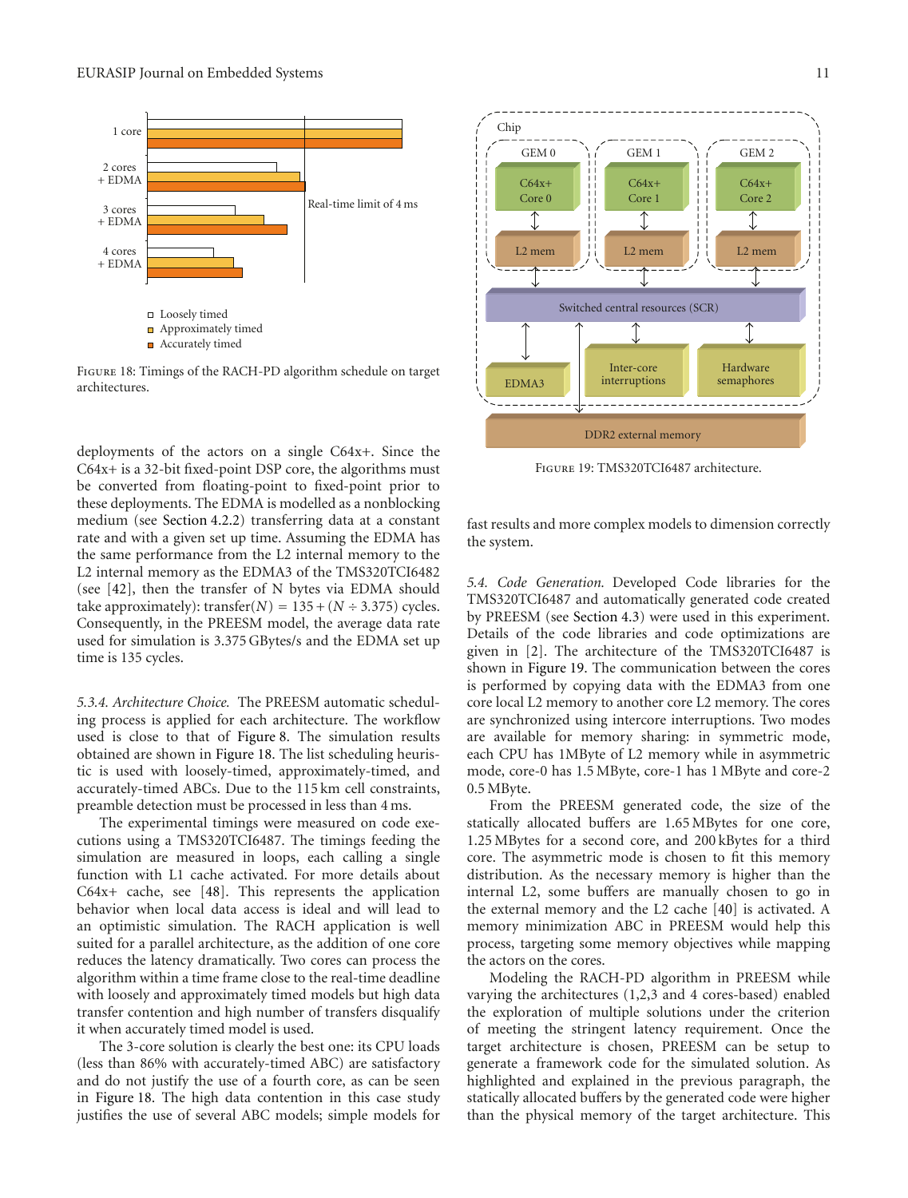Figure 18: Timings of the RACH-PD algorithm schedule on target architectures.

deployments of the actors on a single C64x+. Since the C64x+ is a 32-bit fixed-point DSP core, the algorithms must be converted from floating-point to fixed-point prior to these deployments. The EDMA is modelled as a nonblocking medium (see Section 4.2.2) transferring data at a constant rate and with a given set up time. Assuming the EDMA has the same performance from the L2 internal memory to the L2 internal memory as the EDMA3 of the TMS320TCI6482 (see [42], then the transfer of N bytes via EDMA should take approximately): transfer$(N) = 135 + (N \div 3.375)$ cycles. Consequently, in the PREESM model, the average data rate used for simulation is 3.375 GBytes/s and the EDMA set up time is 135 cycles.

*5.3.4. Architecture Choice.* The PREESM automatic scheduling process is applied for each architecture. The workflow used is close to that of Figure 8. The simulation results obtained are shown in Figure 18. The list scheduling heuristic is used with loosely-timed, approximately-timed, and accurately-timed ABCs. Due to the 115 km cell constraints, preamble detection must be processed in less than 4 ms.

The experimental timings were measured on code executions using a TMS320TCI6487. The timings feeding the simulation are measured in loops, each calling a single function with L1 cache activated. For more details about C64x+ cache, see [48]. This represents the application behavior when local data access is ideal and will lead to an optimistic simulation. The RACH application is well suited for a parallel architecture, as the addition of one core reduces the latency dramatically. Two cores can process the algorithm within a time frame close to the real-time deadline with loosely and approximately timed models but high data transfer contention and high number of transfers disqualify it when accurately timed model is used.

The 3-core solution is clearly the best one: its CPU loads (less than 86% with accurately-timed ABC) are satisfactory and do not justify the use of a fourth core, as can be seen in Figure 18. The high data contention in this case study justifies the use of several ABC models; simple models for fast results and more complex models to dimension correctly the system.

Figure 19: TMS320TCI6487 architecture.

*5.4. Code Generation.* Developed Code libraries for the TMS320TCI6487 and automatically generated code created by PREESM (see Section 4.3) were used in this experiment. Details of the code libraries and code optimizations are given in [2]. The architecture of the TMS320TCI6487 is shown in Figure 19. The communication between the cores is performed by copying data with the EDMA3 from one core local L2 memory to another core L2 memory. The cores are synchronized using intercore interruptions. Two modes are available for memory sharing: in symmetric mode, each CPU has 1MByte of L2 memory while in asymmetric mode, core-0 has 1.5 MByte, core-1 has 1 MByte and core-2 0.5 MByte.

From the PREESM generated code, the size of the statically allocated buffers are 1.65 MBytes for one core, 1.25 MBytes for a second core, and 200 kBytes for a third core. The asymmetric mode is chosen to fit this memory distribution. As the necessary memory is higher than the internal L2, some buffers are manually chosen to go in the external memory and the L2 cache [40] is activated. A memory minimization ABC in PREESM would help this process, targeting some memory objectives while mapping the actors on the cores.

Modeling the RACH-PD algorithm in PREESM while varying the architectures (1,2,3 and 4 cores-based) enabled the exploration of multiple solutions under the criterion of meeting the stringent latency requirement. Once the target architecture is chosen, PREESM can be setup to generate a framework code for the simulated solution. As highlighted and explained in the previous paragraph, the statically allocated buffers by the generated code were higher than the physical memory of the target architecture. This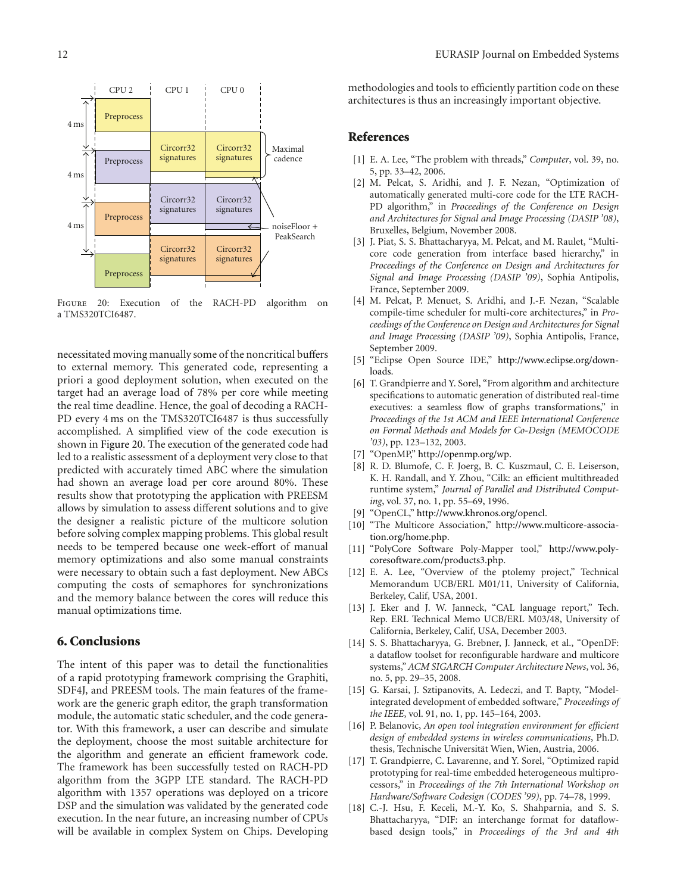FIGURE 20: Execution of the RACH-PD algorithm on a TMS320TCI6487.

necessitated moving manually some of the noncritical buffers to external memory. This generated code, representing a priori a good deployment solution, when executed on the target had an average load of 78% per core while meeting the real time deadline. Hence, the goal of decoding a RACH-PD every 4 ms on the TMS320TCI6487 is thus successfully accomplished. A simplified view of the code execution is shown in Figure 20. The execution of the generated code had led to a realistic assessment of a deployment very close to that predicted with accurately timed ABC where the simulation had shown an average load per core around 80%. These results show that prototyping the application with PREESM allows by simulation to assess different solutions and to give the designer a realistic picture of the multicore solution before solving complex mapping problems. This global result needs to be tempered because one week-effort of manual memory optimizations and also some manual constraints were necessary to obtain such a fast deployment. New ABCs computing the costs of semaphores for synchronizations and the memory balance between the cores will reduce this manual optimizations time.

## 6. Conclusions

The intent of this paper was to detail the functionalities of a rapid prototyping framework comprising the Graphiti, SDF4J, and PREESM tools. The main features of the framework are the generic graph editor, the graph transformation module, the automatic static scheduler, and the code generator. With this framework, a user can describe and simulate the deployment, choose the most suitable architecture for the algorithm and generate an efficient framework code. The framework has been successfully tested on RACH-PD algorithm from the 3GPP LTE standard. The RACH-PD algorithm with 1357 operations was deployed on a tricore DSP and the simulation was validated by the generated code execution. In the near future, an increasing number of CPUs will be available in complex System on Chips. Developing methodologies and tools to efficiently partition code on these architectures is thus an increasingly important objective.

## References

[1] E. A. Lee, "The problem with threads," *Computer*, vol. 39, no. 5, pp. 33–42, 2006.

[2] M. Pelcat, S. Aridhi, and J. F. Nezan, "Optimization of automatically generated multi-core code for the LTE RACH-PD algorithm," in *Proceedings of the Conference on Design and Architectures for Signal and Image Processing (DASIP '08)*, Bruxelles, Belgium, November 2008.

[3] J. Piat, S. S. Bhattacharyya, M. Pelcat, and M. Raulet, "Multi-core code generation from interface based hierarchy," in *Proceedings of the Conference on Design and Architectures for Signal and Image Processing (DASIP '09)*, Sophia Antipolis, France, September 2009.

[4] M. Pelcat, P. Menuet, S. Aridhi, and J.-F. Nezan, "Scalable compile-time scheduler for multi-core architectures," in *Proceedings of the Conference on Design and Architectures for Signal and Image Processing (DASIP '09)*, Sophia Antipolis, France, September 2009.

[5] "Eclipse Open Source IDE," http://www.eclipse.org/downloads.

[6] T. Grandpierre and Y. Sorel, "From algorithm and architecture specifications to automatic generation of distributed real-time executives: a seamless flow of graphs transformations," in *Proceedings of the 1st ACM and IEEE International Conference on Formal Methods and Models for Co-Design (MEMOCODE '03)*, pp. 123–132, 2003.

[7] "OpenMP," http://openmp.org/wp.

[8] R. D. Blumofe, C. F. Joerg, B. C. Kuszmaul, C. E. Leiserson, K. H. Randall, and Y. Zhou, "Cilk: an efficient multithreaded runtime system," *Journal of Parallel and Distributed Computing*, vol. 37, no. 1, pp. 55–69, 1996.

[9] "OpenCL," http://www.khronos.org/opencl.

[10] "The Multicore Association," http://www.multicore-association.org/home.php.

[11] "PolyCore Software Poly-Mapper tool," http://www.polycoresoftware.com/products3.php.

[12] E. A. Lee, "Overview of the ptolemy project," Technical Memorandum UCB/ERL M01/11, University of California, Berkeley, Calif, USA, 2001.

[13] J. Eker and J. W. Janneck, "CAL language report," Tech. Rep. ERL Technical Memo UCB/ERL M03/48, University of California, Berkeley, Calif, USA, December 2003.

[14] S. S. Bhattacharyya, G. Brebner, J. Janneck, et al., "OpenDF: a dataflow toolset for reconfigurable hardware and multicore systems," *ACM SIGARCH Computer Architecture News*, vol. 36, no. 5, pp. 29–35, 2008.

[15] G. Karsai, J. Sztipanovits, A. Ledeczi, and T. Bapty, "Model-integrated development of embedded software," *Proceedings of the IEEE*, vol. 91, no. 1, pp. 145–164, 2003.

[16] P. Belanovic, *An open tool integration environment for efficient design of embedded systems in wireless communications*, Ph.D. thesis, Technische Universität Wien, Wien, Austria, 2006.

[17] T. Grandpierre, C. Lavarenne, and Y. Sorel, "Optimized rapid prototyping for real-time embedded heterogeneous multiprocessors," in *Proceedings of the 7th International Workshop on Hardware/Software Codesign (CODES '99)*, pp. 74–78, 1999.

[18] C.-J. Hsu, F. Keceli, M.-Y. Ko, S. Shahparnia, and S. S. Bhattacharyya, "DIF: an interchange format for dataflow-based design tools," in *Proceedings of the 3rd and 4th*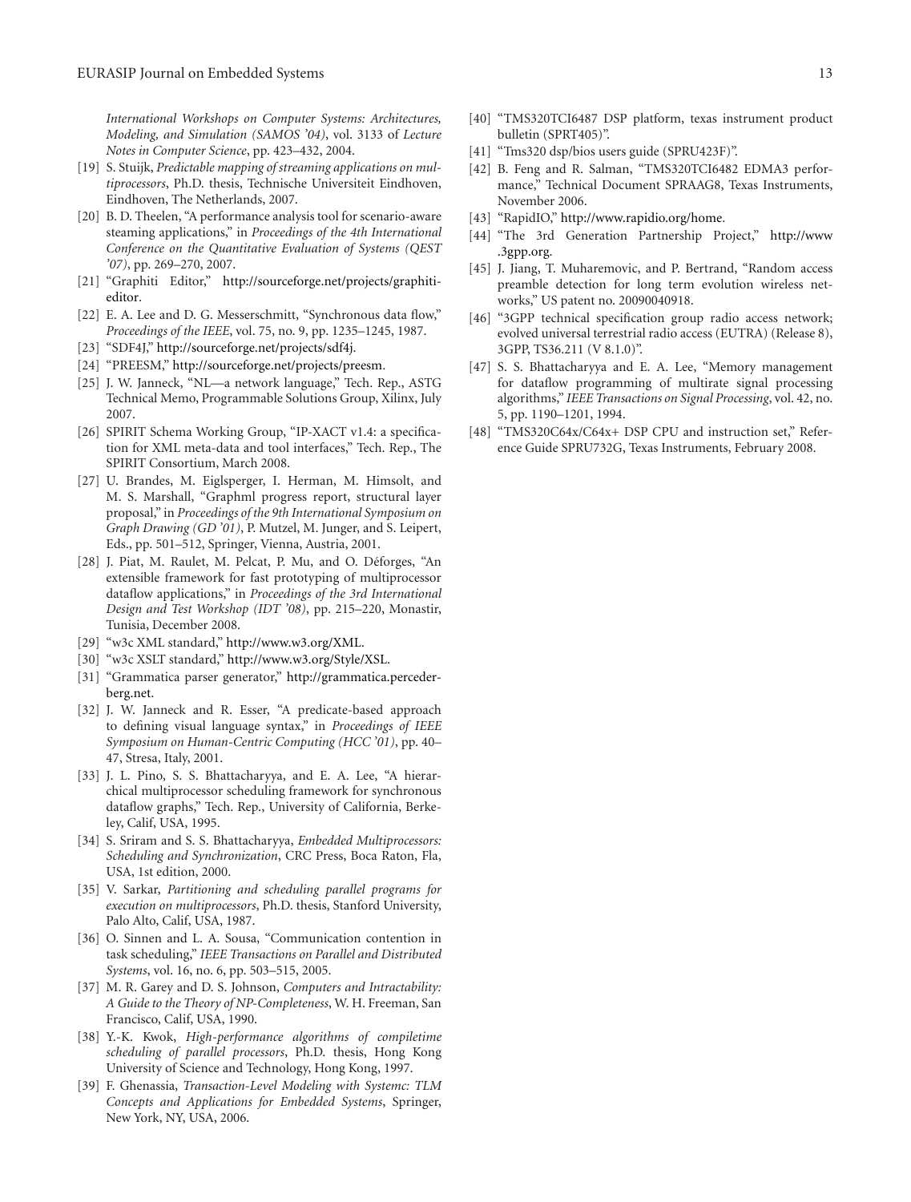*International Workshops on Computer Systems: Architectures, Modeling, and Simulation (SAMOS '04)*, vol. 3133 of *Lecture Notes in Computer Science*, pp. 423–432, 2004.

[19] S. Stuijk, *Predictable mapping of streaming applications on multiprocessors*, Ph.D. thesis, Technische Universiteit Eindhoven, Eindhoven, The Netherlands, 2007.

[20] B. D. Theelen, "A performance analysis tool for scenario-aware steaming applications," in *Proceedings of the 4th International Conference on the Quantitative Evaluation of Systems (QEST '07)*, pp. 269–270, 2007.

[21] "Graphiti Editor," http://sourceforge.net/projects/graphiti-editor.

[22] E. A. Lee and D. G. Messerschmitt, "Synchronous data flow," *Proceedings of the IEEE*, vol. 75, no. 9, pp. 1235–1245, 1987.

[23] "SDF4J," http://sourceforge.net/projects/sdf4j.

[24] "PREESM," http://sourceforge.net/projects/preesm.

[25] J. W. Janneck, "NL—a network language," Tech. Rep., ASTG Technical Memo, Programmable Solutions Group, Xilinx, July 2007.

[26] SPIRIT Schema Working Group, "IP-XACT v1.4: a specification for XML meta-data and tool interfaces," Tech. Rep., The SPIRIT Consortium, March 2008.

[27] U. Brandes, M. Eiglsperger, I. Herman, M. Himsolt, and M. S. Marshall, "Graphml progress report, structural layer proposal," in *Proceedings of the 9th International Symposium on Graph Drawing (GD '01)*, P. Mutzel, M. Junger, and S. Leipert, Eds., pp. 501–512, Springer, Vienna, Austria, 2001.

[28] J. Piat, M. Raulet, M. Pelcat, P. Mu, and O. Déforges, "An extensible framework for fast prototyping of multiprocessor dataflow applications," in *Proceedings of the 3rd International Design and Test Workshop (IDT '08)*, pp. 215–220, Monastir, Tunisia, December 2008.

[29] "w3c XML standard," http://www.w3.org/XML.

[30] "w3c XSLT standard," http://www.w3.org/Style/XSL.

[31] "Grammatica parser generator," http://grammatica.percederberg.net.

[32] J. W. Janneck and R. Esser, "A predicate-based approach to defining visual language syntax," in *Proceedings of IEEE Symposium on Human-Centric Computing (HCC '01)*, pp. 40–47, Stresa, Italy, 2001.

[33] J. L. Pino, S. S. Bhattacharyya, and E. A. Lee, "A hierarchical multiprocessor scheduling framework for synchronous dataflow graphs," Tech. Rep., University of California, Berkeley, Calif, USA, 1995.

[34] S. Sriram and S. S. Bhattacharyya, *Embedded Multiprocessors: Scheduling and Synchronization*, CRC Press, Boca Raton, Fla, USA, 1st edition, 2000.

[35] V. Sarkar, *Partitioning and scheduling parallel programs for execution on multiprocessors*, Ph.D. thesis, Stanford University, Palo Alto, Calif, USA, 1987.

[36] O. Sinnen and L. A. Sousa, "Communication contention in task scheduling," *IEEE Transactions on Parallel and Distributed Systems*, vol. 16, no. 6, pp. 503–515, 2005.

[37] M. R. Garey and D. S. Johnson, *Computers and Intractability: A Guide to the Theory of NP-Completeness*, W. H. Freeman, San Francisco, Calif, USA, 1990.

[38] Y.-K. Kwok, *High-performance algorithms of compiletime scheduling of parallel processors*, Ph.D. thesis, Hong Kong University of Science and Technology, Hong Kong, 1997.

[39] F. Ghenassia, *Transaction-Level Modeling with Systemc: TLM Concepts and Applications for Embedded Systems*, Springer, New York, NY, USA, 2006.

[40] "TMS320TCI6487 DSP platform, texas instrument product bulletin (SPRT405)".

[41] "Tms320 dsp/bios users guide (SPRU423F)".

[42] B. Feng and R. Salman, "TMS320TCI6482 EDMA3 performance," Technical Document SPRAAG8, Texas Instruments, November 2006.

[43] "RapidIO," http://www.rapidio.org/home.

[44] "The 3rd Generation Partnership Project," http://www.3gpp.org.

[45] J. Jiang, T. Muharemovic, and P. Bertrand, "Random access preamble detection for long term evolution wireless networks," US patent no. 20090040918.

[46] "3GPP technical specification group radio access network; evolved universal terrestrial radio access (EUTRA) (Release 8), 3GPP, TS36.211 (V 8.1.0)".

[47] S. S. Bhattacharyya and E. A. Lee, "Memory management for dataflow programming of multirate signal processing algorithms," *IEEE Transactions on Signal Processing*, vol. 42, no. 5, pp. 1190–1201, 1994.

[48] "TMS320C64x/C64x+ DSP CPU and instruction set," Reference Guide SPRU732G, Texas Instruments, February 2008.